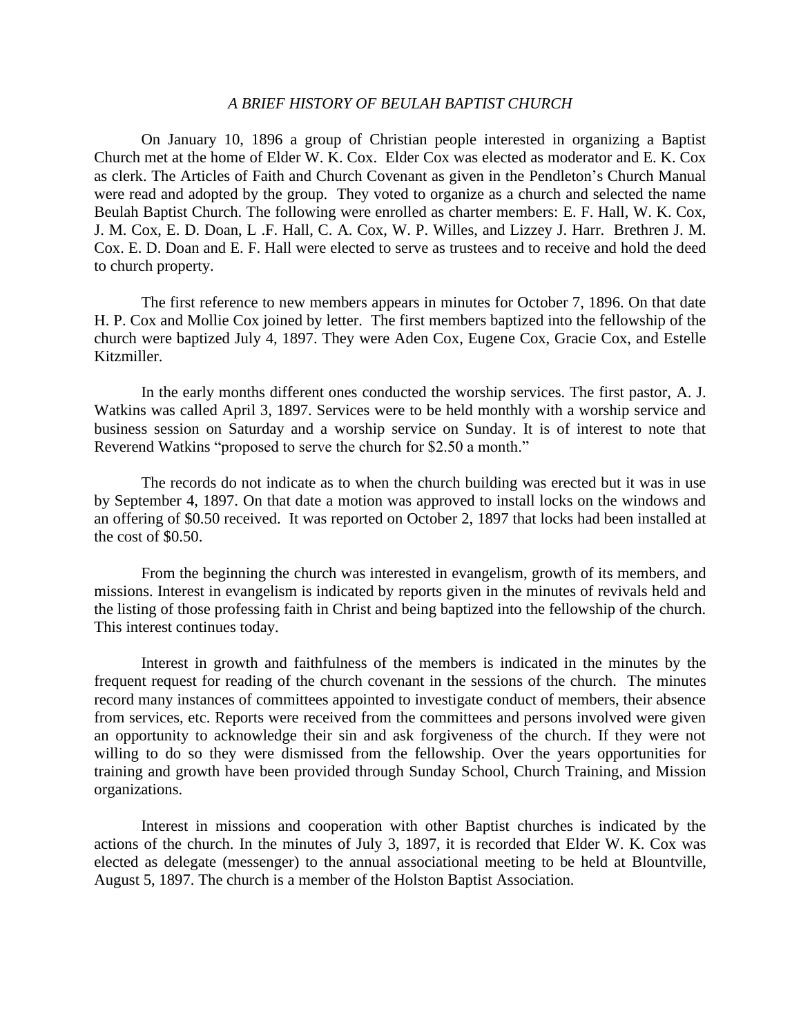*A BRIEF HISTORY OF BEULAH BAPTIST CHURCH*

On January 10, 1896 a group of Christian people interested in organizing a Baptist Church met at the home of Elder W. K. Cox. Elder Cox was elected as moderator and E. K. Cox as clerk. The Articles of Faith and Church Covenant as given in the Pendleton's Church Manual were read and adopted by the group. They voted to organize as a church and selected the name Beulah Baptist Church. The following were enrolled as charter members: E. F. Hall, W. K. Cox, J. M. Cox, E. D. Doan, L .F. Hall, C. A. Cox, W. P. Willes, and Lizzey J. Harr. Brethren J. M. Cox. E. D. Doan and E. F. Hall were elected to serve as trustees and to receive and hold the deed to church property.

The first reference to new members appears in minutes for October 7, 1896. On that date H. P. Cox and Mollie Cox joined by letter. The first members baptized into the fellowship of the church were baptized July 4, 1897. They were Aden Cox, Eugene Cox, Gracie Cox, and Estelle Kitzmiller.

In the early months different ones conducted the worship services. The first pastor, A. J. Watkins was called April 3, 1897. Services were to be held monthly with a worship service and business session on Saturday and a worship service on Sunday. It is of interest to note that Reverend Watkins "proposed to serve the church for $2.50 a month."

The records do not indicate as to when the church building was erected but it was in use by September 4, 1897. On that date a motion was approved to install locks on the windows and an offering of $0.50 received. It was reported on October 2, 1897 that locks had been installed at the cost of $0.50.

From the beginning the church was interested in evangelism, growth of its members, and missions. Interest in evangelism is indicated by reports given in the minutes of revivals held and the listing of those professing faith in Christ and being baptized into the fellowship of the church. This interest continues today.

Interest in growth and faithfulness of the members is indicated in the minutes by the frequent request for reading of the church covenant in the sessions of the church. The minutes record many instances of committees appointed to investigate conduct of members, their absence from services, etc. Reports were received from the committees and persons involved were given an opportunity to acknowledge their sin and ask forgiveness of the church. If they were not willing to do so they were dismissed from the fellowship. Over the years opportunities for training and growth have been provided through Sunday School, Church Training, and Mission organizations.

Interest in missions and cooperation with other Baptist churches is indicated by the actions of the church. In the minutes of July 3, 1897, it is recorded that Elder W. K. Cox was elected as delegate (messenger) to the annual associational meeting to be held at Blountville, August 5, 1897. The church is a member of the Holston Baptist Association.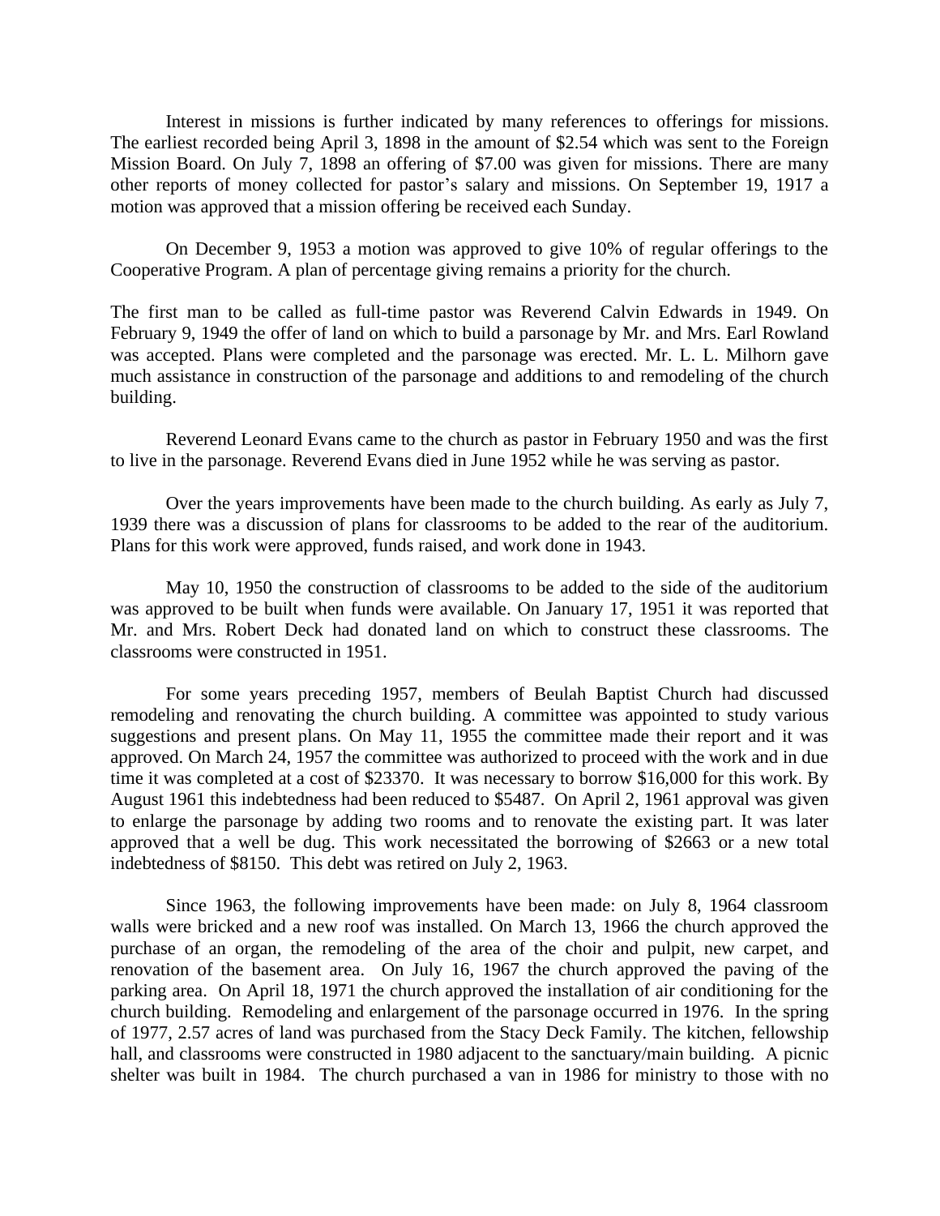Interest in missions is further indicated by many references to offerings for missions. The earliest recorded being April 3, 1898 in the amount of $2.54 which was sent to the Foreign Mission Board. On July 7, 1898 an offering of $7.00 was given for missions. There are many other reports of money collected for pastor's salary and missions. On September 19, 1917 a motion was approved that a mission offering be received each Sunday.

On December 9, 1953 a motion was approved to give 10% of regular offerings to the Cooperative Program. A plan of percentage giving remains a priority for the church.

The first man to be called as full-time pastor was Reverend Calvin Edwards in 1949. On February 9, 1949 the offer of land on which to build a parsonage by Mr. and Mrs. Earl Rowland was accepted. Plans were completed and the parsonage was erected. Mr. L. L. Milhorn gave much assistance in construction of the parsonage and additions to and remodeling of the church building.

Reverend Leonard Evans came to the church as pastor in February 1950 and was the first to live in the parsonage. Reverend Evans died in June 1952 while he was serving as pastor.

Over the years improvements have been made to the church building. As early as July 7, 1939 there was a discussion of plans for classrooms to be added to the rear of the auditorium. Plans for this work were approved, funds raised, and work done in 1943.

May 10, 1950 the construction of classrooms to be added to the side of the auditorium was approved to be built when funds were available. On January 17, 1951 it was reported that Mr. and Mrs. Robert Deck had donated land on which to construct these classrooms. The classrooms were constructed in 1951.

For some years preceding 1957, members of Beulah Baptist Church had discussed remodeling and renovating the church building. A committee was appointed to study various suggestions and present plans. On May 11, 1955 the committee made their report and it was approved. On March 24, 1957 the committee was authorized to proceed with the work and in due time it was completed at a cost of $23370. It was necessary to borrow $16,000 for this work. By August 1961 this indebtedness had been reduced to $5487. On April 2, 1961 approval was given to enlarge the parsonage by adding two rooms and to renovate the existing part. It was later approved that a well be dug. This work necessitated the borrowing of $2663 or a new total indebtedness of $8150. This debt was retired on July 2, 1963.

Since 1963, the following improvements have been made: on July 8, 1964 classroom walls were bricked and a new roof was installed. On March 13, 1966 the church approved the purchase of an organ, the remodeling of the area of the choir and pulpit, new carpet, and renovation of the basement area. On July 16, 1967 the church approved the paving of the parking area. On April 18, 1971 the church approved the installation of air conditioning for the church building. Remodeling and enlargement of the parsonage occurred in 1976. In the spring of 1977, 2.57 acres of land was purchased from the Stacy Deck Family. The kitchen, fellowship hall, and classrooms were constructed in 1980 adjacent to the sanctuary/main building. A picnic shelter was built in 1984. The church purchased a van in 1986 for ministry to those with no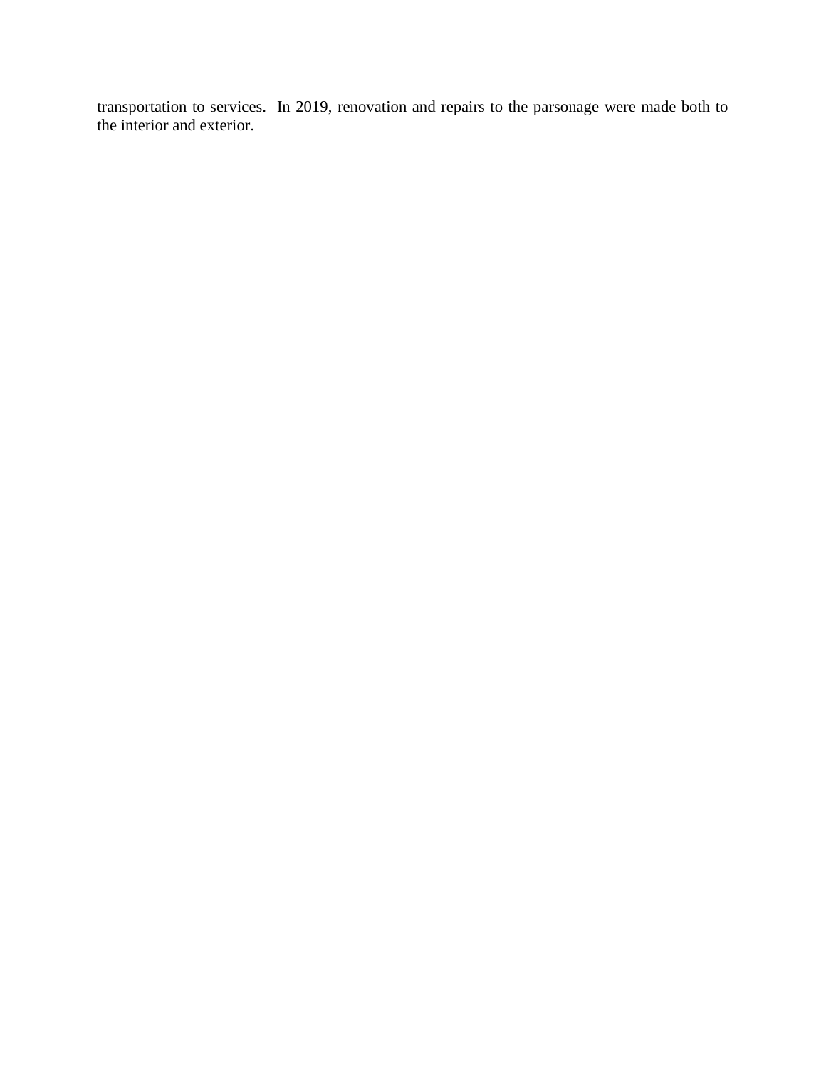transportation to services.  In 2019, renovation and repairs to the parsonage were made both to the interior and exterior.